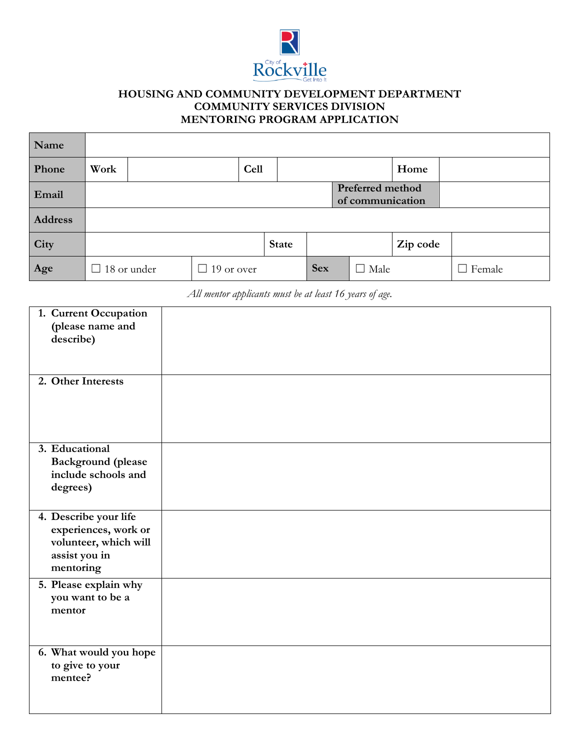City of Rockville Get Into It

**HOUSING AND COMMUNITY DEVELOPMENT DEPARTMENT**
**COMMUNITY SERVICES DIVISION**
**MENTORING PROGRAM APPLICATION**

| **Name** | | | | | | | | |
|---|---|---|---|---|---|---|---|---|
| **Phone** | Work | | Cell | | | Home | | |
| **Email** | | | | | **Preferred method of communication** | | | |
| **Address** | | | | | | | | |
| **City** | | | State | | | Zip code | | |
| **Age** | ☐ 18 or under | ☐ 19 or over | | **Sex** | ☐ Male | | ☐ Female | |

*All mentor applicants must be at least 16 years of age.*

| | |
|---|---|
| **1. Current Occupation (please name and describe)** | |
| **2. Other Interests** | |
| **3. Educational Background (please include schools and degrees)** | |
| **4. Describe your life experiences, work or volunteer, which will assist you in mentoring** | |
| **5. Please explain why you want to be a mentor** | |
| **6. What would you hope to give to your mentee?** | |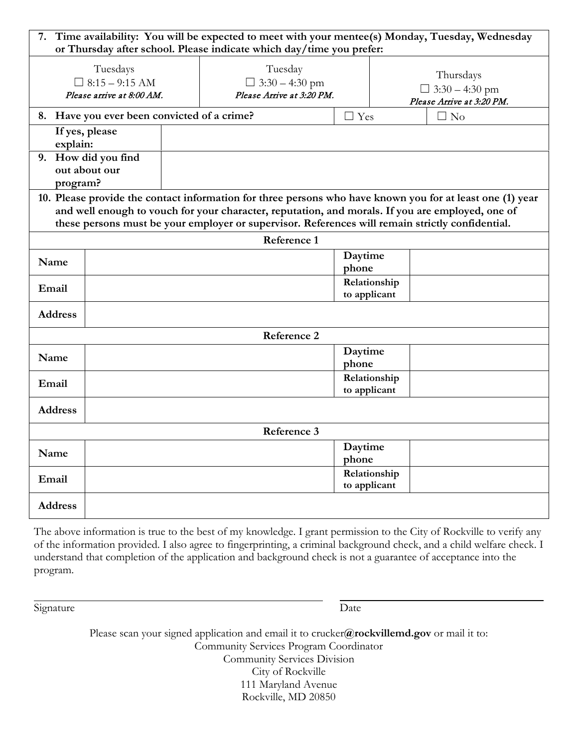| **7. Time availability: You will be expected to meet with your mentee(s) Monday, Tuesday, Wednesday or Thursday after school. Please indicate which day/time you prefer:** | | |
|---|---|---|
| Tuesdays<br>☐ 8:15 – 9:15 AM<br>*Please arrive at 8:00 AM.* | Tuesday<br>☐ 3:30 – 4:30 pm<br>*Please Arrive at 3:20 PM.* | Thursdays<br>☐ 3:30 – 4:30 pm<br>*Please Arrive at 3:20 PM.* |

| **8. Have you ever been convicted of a crime?** | ☐ Yes | ☐ No |
|---|---|---|
| **If yes, please explain:** | | |
| **9. How did you find out about our program?** | | |

**10. Please provide the contact information for three persons who have known you for at least one (1) year and well enough to vouch for your character, reputation, and morals. If you are employed, one of these persons must be your employer or supervisor. References will remain strictly confidential.**

| **Reference 1** | | | |
|---|---|---|---|
| **Name** | | **Daytime phone** | |
| **Email** | | **Relationship to applicant** | |
| **Address** | | | |

| **Reference 2** | | | |
|---|---|---|---|
| **Name** | | **Daytime phone** | |
| **Email** | | **Relationship to applicant** | |
| **Address** | | | |

| **Reference 3** | | | |
|---|---|---|---|
| **Name** | | **Daytime phone** | |
| **Email** | | **Relationship to applicant** | |
| **Address** | | | |

The above information is true to the best of my knowledge. I grant permission to the City of Rockville to verify any of the information provided. I also agree to fingerprinting, a criminal background check, and a child welfare check. I understand that completion of the application and background check is not a guarantee of acceptance into the program.

_______________________________ _______________________________

Signature Date

Please scan your signed application and email it to crucker**@rockvillemd.gov** or mail it to:
Community Services Program Coordinator
Community Services Division
City of Rockville
111 Maryland Avenue
Rockville, MD 20850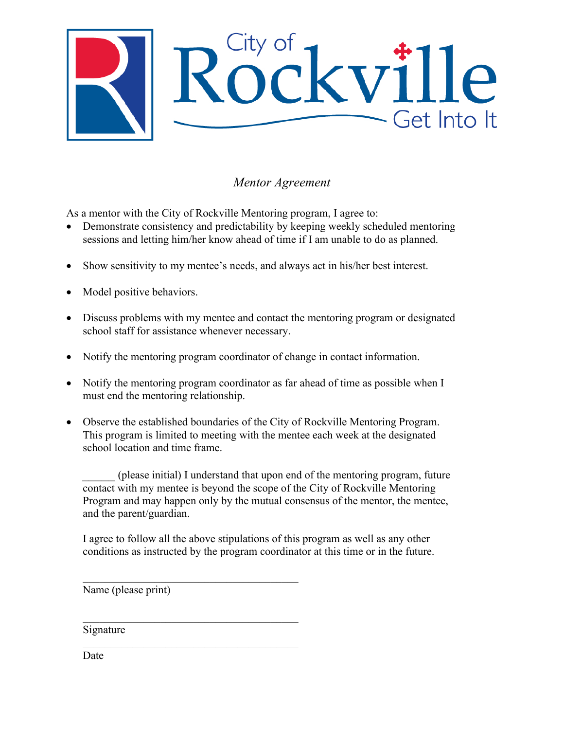City of Rockville

Get Into It

*Mentor Agreement*

As a mentor with the City of Rockville Mentoring program, I agree to:

- Demonstrate consistency and predictability by keeping weekly scheduled mentoring sessions and letting him/her know ahead of time if I am unable to do as planned.
- Show sensitivity to my mentee's needs, and always act in his/her best interest.
- Model positive behaviors.
- Discuss problems with my mentee and contact the mentoring program or designated school staff for assistance whenever necessary.
- Notify the mentoring program coordinator of change in contact information.
- Notify the mentoring program coordinator as far ahead of time as possible when I must end the mentoring relationship.
- Observe the established boundaries of the City of Rockville Mentoring Program. This program is limited to meeting with the mentee each week at the designated school location and time frame.

______ (please initial) I understand that upon end of the mentoring program, future contact with my mentee is beyond the scope of the City of Rockville Mentoring Program and may happen only by the mutual consensus of the mentor, the mentee, and the parent/guardian.

I agree to follow all the above stipulations of this program as well as any other conditions as instructed by the program coordinator at this time or in the future.

______________________________________
Name (please print)

______________________________________
Signature

______________________________________
Date